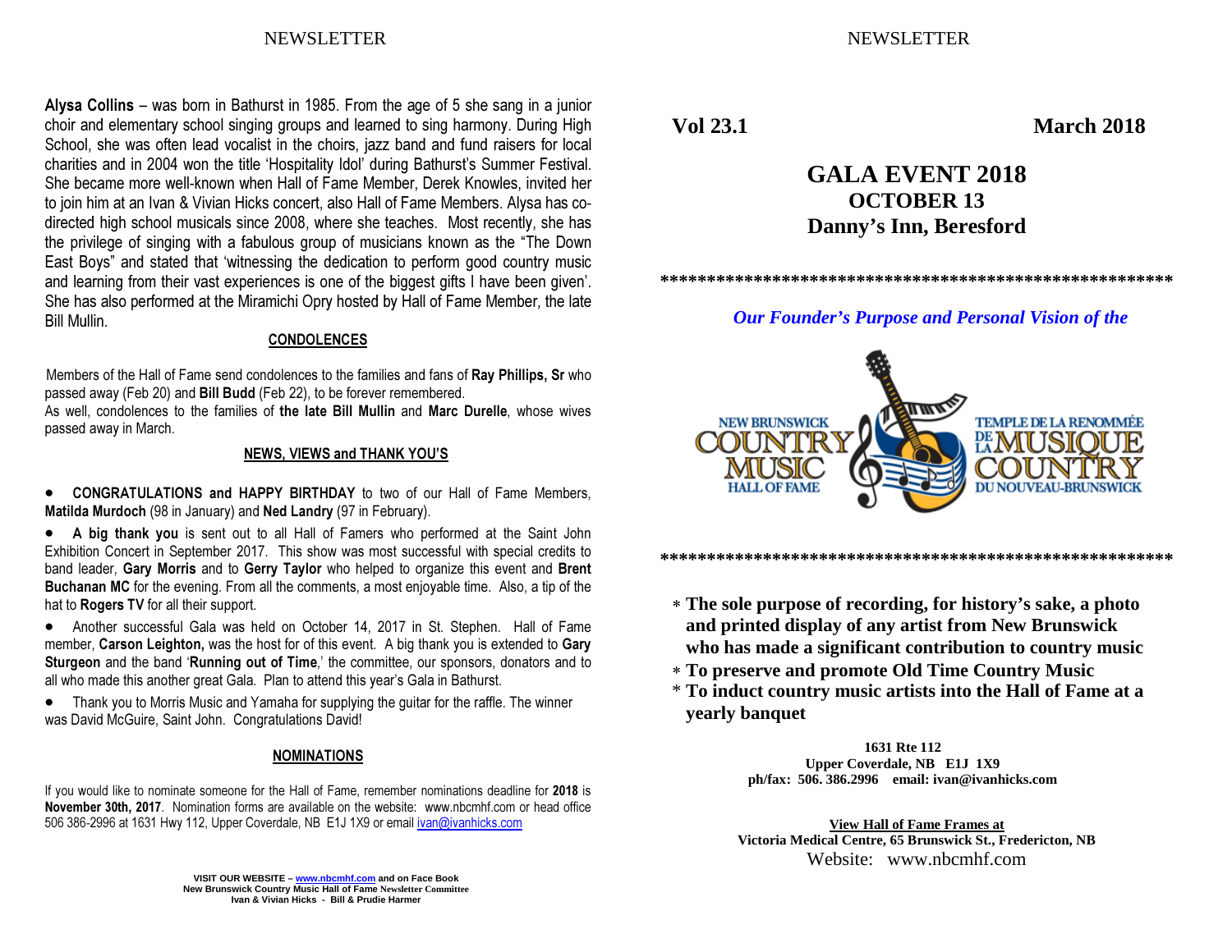**Alysa Collins** – was born in Bathurst in 1985. From the age of 5 she sang in a junior choir and elementary school singing groups and learned to sing harmony. During High School, she was often lead vocalist in the choirs, jazz band and fund raisers for local charities and in 2004 won the title 'Hospitality Idol' during Bathurst's Summer Festival. She became more well-known when Hall of Fame Member, Derek Knowles, invited her to join him at an Ivan & Vivian Hicks concert, also Hall of Fame Members. Alysa has co-directed high school musicals since 2008, where she teaches. Most recently, she has the privilege of singing with a fabulous group of musicians known as the "The Down East Boys" and stated that 'witnessing the dedication to perform good country music and learning from their vast experiences is one of the biggest gifts I have been given'. She has also performed at the Miramichi Opry hosted by Hall of Fame Member, the late Bill Mullin.

## CONDOLENCES

Members of the Hall of Fame send condolences to the families and fans of **Ray Phillips, Sr** who passed away (Feb 20) and **Bill Budd** (Feb 22), to be forever remembered.
As well, condolences to the families of **the late Bill Mullin** and **Marc Durelle**, whose wives passed away in March.

## NEWS, VIEWS and THANK YOU'S

- **CONGRATULATIONS and HAPPY BIRTHDAY** to two of our Hall of Fame Members, **Matilda Murdoch** (98 in January) and **Ned Landry** (97 in February).
- **A big thank you** is sent out to all Hall of Famers who performed at the Saint John Exhibition Concert in September 2017. This show was most successful with special credits to band leader, **Gary Morris** and to **Gerry Taylor** who helped to organize this event and **Brent Buchanan MC** for the evening. From all the comments, a most enjoyable time. Also, a tip of the hat to **Rogers TV** for all their support.
- Another successful Gala was held on October 14, 2017 in St. Stephen. Hall of Fame member, **Carson Leighton,** was the host for of this event. A big thank you is extended to **Gary Sturgeon** and the band '**Running out of Time**,' the committee, our sponsors, donators and to all who made this another great Gala. Plan to attend this year's Gala in Bathurst.
- Thank you to Morris Music and Yamaha for supplying the guitar for the raffle. The winner was David McGuire, Saint John. Congratulations David!

## NOMINATIONS

If you would like to nominate someone for the Hall of Fame, remember nominations deadline for **2018** is **November 30th, 2017**. Nomination forms are available on the website: www.nbcmhf.com or head office 506 386-2996 at 1631 Hwy 112, Upper Coverdale, NB E1J 1X9 or email ivan@ivanhicks.com

**VISIT OUR WEBSITE – www.nbcmhf.com and on Face Book**
**New Brunswick Country Music Hall of Fame Newsletter Committee**
**Ivan & Vivian Hicks - Bill & Prudie Harmer**

**Vol 23.1** **March 2018**

# GALA EVENT 2018
## OCTOBER 13
## Danny's Inn, Beresford

*******************************************************

***Our Founder's Purpose and Personal Vision of the***

NEW BRUNSWICK COUNTRY MUSIC HALL OF FAME
TEMPLE DE LA RENOMMÉE DE LA MUSIQUE COUNTRY DU NOUVEAU-BRUNSWICK

*******************************************************

- **The sole purpose of recording, for history's sake, a photo and printed display of any artist from New Brunswick who has made a significant contribution to country music**
- **To preserve and promote Old Time Country Music**
- **To induct country music artists into the Hall of Fame at a yearly banquet**

**1631 Rte 112**
**Upper Coverdale, NB E1J 1X9**
**ph/fax: 506. 386.2996 email: ivan@ivanhicks.com**

**View Hall of Fame Frames at**
**Victoria Medical Centre, 65 Brunswick St., Fredericton, NB**
Website: www.nbcmhf.com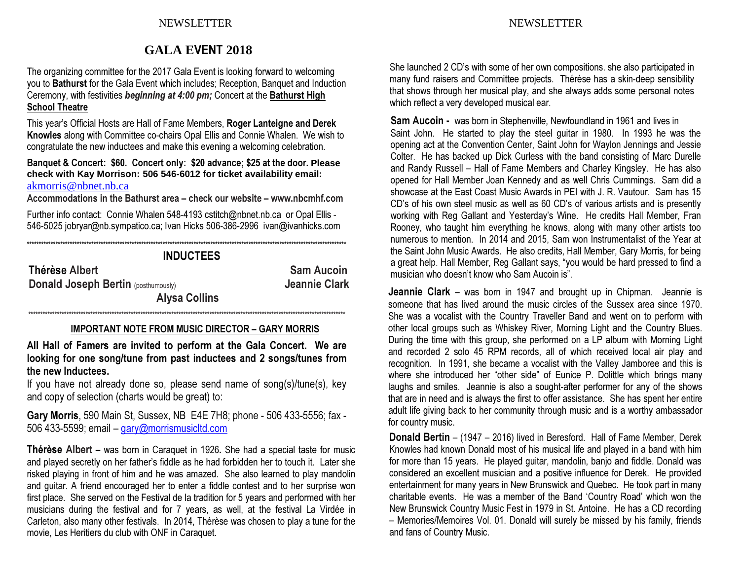# GALA EVENT 2018

The organizing committee for the 2017 Gala Event is looking forward to welcoming you to **Bathurst** for the Gala Event which includes; Reception, Banquet and Induction Ceremony, with festivities ***beginning at 4:00 pm;*** Concert at the **Bathurst High School Theatre**

This year's Official Hosts are Hall of Fame Members, **Roger Lanteigne and Derek Knowles** along with Committee co-chairs Opal Ellis and Connie Whalen. We wish to congratulate the new inductees and make this evening a welcoming celebration.

**Banquet & Concert: $60. Concert only: $20 advance; $25 at the door. Please check with Kay Morrison: 506 546-6012 for ticket availability email:** akmorris@nbnet.nb.ca

**Accommodations in the Bathurst area – check our website – www.nbcmhf.com**

Further info contact: Connie Whalen 548-4193 cstitch@nbnet.nb.ca or Opal Ellis - 546-5025 jobryar@nb.sympatico.ca; Ivan Hicks 506-386-2996 ivan@ivanhicks.com

## INDUCTEES

**Thérèse Albert**
**Sam Aucoin**
**Donald Joseph Bertin** (posthumously)
**Jeannie Clark**
**Alysa Collins**

### IMPORTANT NOTE FROM MUSIC DIRECTOR – GARY MORRIS

**All Hall of Famers are invited to perform at the Gala Concert. We are looking for one song/tune from past inductees and 2 songs/tunes from the new Inductees.**

If you have not already done so, please send name of song(s)/tune(s), key and copy of selection (charts would be great) to:

**Gary Morris**, 590 Main St, Sussex, NB E4E 7H8; phone - 506 433-5556; fax - 506 433-5599; email – gary@morrismusicltd.com

**Thérèse Albert –** was born in Caraquet in 1926**.** She had a special taste for music and played secretly on her father's fiddle as he had forbidden her to touch it. Later she risked playing in front of him and he was amazed. She also learned to play mandolin and guitar. A friend encouraged her to enter a fiddle contest and to her surprise won first place. She served on the Festival de la tradition for 5 years and performed with her musicians during the festival and for 7 years, as well, at the festival La Virdée in Carleton, also many other festivals. In 2014, Thérèse was chosen to play a tune for the movie, Les Heritiers du club with ONF in Caraquet. She launched 2 CD's with some of her own compositions. she also participated in many fund raisers and Committee projects. Thérèse has a skin-deep sensibility that shows through her musical play, and she always adds some personal notes which reflect a very developed musical ear.

**Sam Aucoin -** was born in Stephenville, Newfoundland in 1961 and lives in Saint John. He started to play the steel guitar in 1980. In 1993 he was the opening act at the Convention Center, Saint John for Waylon Jennings and Jessie Colter. He has backed up Dick Curless with the band consisting of Marc Durelle and Randy Russell – Hall of Fame Members and Charley Kingsley. He has also opened for Hall Member Joan Kennedy and as well Chris Cummings. Sam did a showcase at the East Coast Music Awards in PEI with J. R. Vautour. Sam has 15 CD's of his own steel music as well as 60 CD's of various artists and is presently working with Reg Gallant and Yesterday's Wine. He credits Hall Member, Fran Rooney, who taught him everything he knows, along with many other artists too numerous to mention. In 2014 and 2015, Sam won Instrumentalist of the Year at the Saint John Music Awards. He also credits, Hall Member, Gary Morris, for being a great help. Hall Member, Reg Gallant says, "you would be hard pressed to find a musician who doesn't know who Sam Aucoin is".

**Jeannie Clark** – was born in 1947 and brought up in Chipman. Jeannie is someone that has lived around the music circles of the Sussex area since 1970. She was a vocalist with the Country Traveller Band and went on to perform with other local groups such as Whiskey River, Morning Light and the Country Blues. During the time with this group, she performed on a LP album with Morning Light and recorded 2 solo 45 RPM records, all of which received local air play and recognition. In 1991, she became a vocalist with the Valley Jamboree and this is where she introduced her "other side" of Eunice P. Dolittle which brings many laughs and smiles. Jeannie is also a sought-after performer for any of the shows that are in need and is always the first to offer assistance. She has spent her entire adult life giving back to her community through music and is a worthy ambassador for country music.

**Donald Bertin** – (1947 – 2016) lived in Beresford. Hall of Fame Member, Derek Knowles had known Donald most of his musical life and played in a band with him for more than 15 years. He played guitar, mandolin, banjo and fiddle. Donald was considered an excellent musician and a positive influence for Derek. He provided entertainment for many years in New Brunswick and Quebec. He took part in many charitable events. He was a member of the Band 'Country Road' which won the New Brunswick Country Music Fest in 1979 in St. Antoine. He has a CD recording – Memories/Memoires Vol. 01. Donald will surely be missed by his family, friends and fans of Country Music.